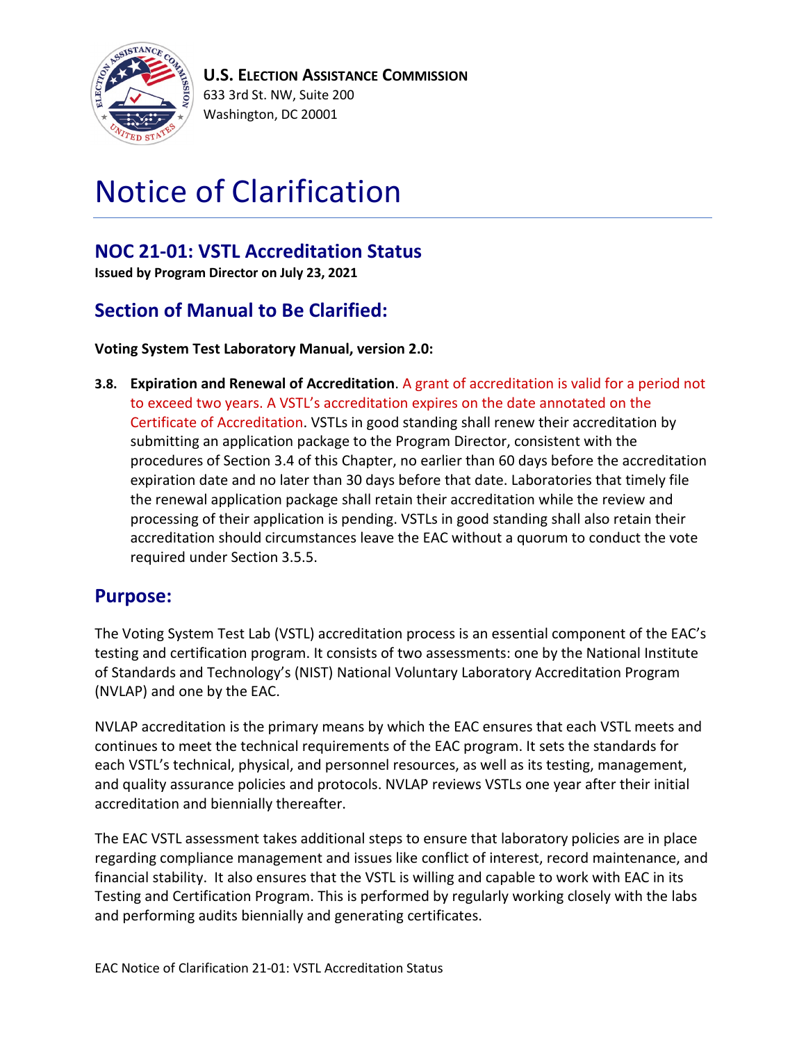**U.S. Election Assistance Commission**
633 3rd St. NW, Suite 200
Washington, DC 20001

# Notice of Clarification

## NOC 21-01: VSTL Accreditation Status

**Issued by Program Director on July 23, 2021**

## Section of Manual to Be Clarified:

**Voting System Test Laboratory Manual, version 2.0:**

**3.8. Expiration and Renewal of Accreditation**. A grant of accreditation is valid for a period not to exceed two years. A VSTL's accreditation expires on the date annotated on the Certificate of Accreditation. VSTLs in good standing shall renew their accreditation by submitting an application package to the Program Director, consistent with the procedures of Section 3.4 of this Chapter, no earlier than 60 days before the accreditation expiration date and no later than 30 days before that date. Laboratories that timely file the renewal application package shall retain their accreditation while the review and processing of their application is pending. VSTLs in good standing shall also retain their accreditation should circumstances leave the EAC without a quorum to conduct the vote required under Section 3.5.5.

## Purpose:

The Voting System Test Lab (VSTL) accreditation process is an essential component of the EAC's testing and certification program. It consists of two assessments: one by the National Institute of Standards and Technology's (NIST) National Voluntary Laboratory Accreditation Program (NVLAP) and one by the EAC.

NVLAP accreditation is the primary means by which the EAC ensures that each VSTL meets and continues to meet the technical requirements of the EAC program. It sets the standards for each VSTL's technical, physical, and personnel resources, as well as its testing, management, and quality assurance policies and protocols. NVLAP reviews VSTLs one year after their initial accreditation and biennially thereafter.

The EAC VSTL assessment takes additional steps to ensure that laboratory policies are in place regarding compliance management and issues like conflict of interest, record maintenance, and financial stability. It also ensures that the VSTL is willing and capable to work with EAC in its Testing and Certification Program. This is performed by regularly working closely with the labs and performing audits biennially and generating certificates.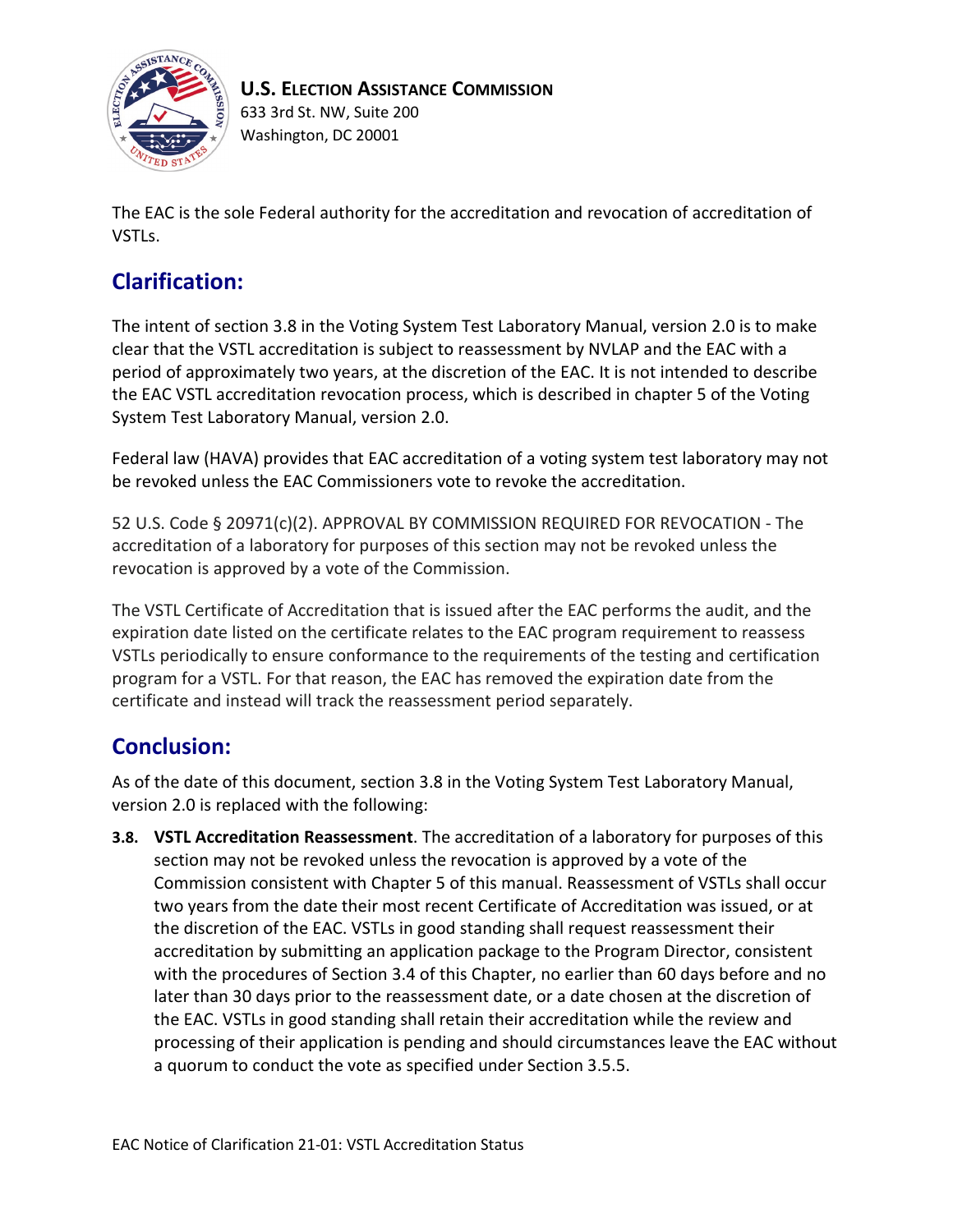The EAC is the sole Federal authority for the accreditation and revocation of accreditation of VSTLs.

## Clarification:

The intent of section 3.8 in the Voting System Test Laboratory Manual, version 2.0 is to make clear that the VSTL accreditation is subject to reassessment by NVLAP and the EAC with a period of approximately two years, at the discretion of the EAC. It is not intended to describe the EAC VSTL accreditation revocation process, which is described in chapter 5 of the Voting System Test Laboratory Manual, version 2.0.

Federal law (HAVA) provides that EAC accreditation of a voting system test laboratory may not be revoked unless the EAC Commissioners vote to revoke the accreditation.

52 U.S. Code § 20971(c)(2). APPROVAL BY COMMISSION REQUIRED FOR REVOCATION - The accreditation of a laboratory for purposes of this section may not be revoked unless the revocation is approved by a vote of the Commission.

The VSTL Certificate of Accreditation that is issued after the EAC performs the audit, and the expiration date listed on the certificate relates to the EAC program requirement to reassess VSTLs periodically to ensure conformance to the requirements of the testing and certification program for a VSTL. For that reason, the EAC has removed the expiration date from the certificate and instead will track the reassessment period separately.

## Conclusion:

As of the date of this document, section 3.8 in the Voting System Test Laboratory Manual, version 2.0 is replaced with the following:

**3.8. VSTL Accreditation Reassessment**. The accreditation of a laboratory for purposes of this section may not be revoked unless the revocation is approved by a vote of the Commission consistent with Chapter 5 of this manual. Reassessment of VSTLs shall occur two years from the date their most recent Certificate of Accreditation was issued, or at the discretion of the EAC. VSTLs in good standing shall request reassessment their accreditation by submitting an application package to the Program Director, consistent with the procedures of Section 3.4 of this Chapter, no earlier than 60 days before and no later than 30 days prior to the reassessment date, or a date chosen at the discretion of the EAC. VSTLs in good standing shall retain their accreditation while the review and processing of their application is pending and should circumstances leave the EAC without a quorum to conduct the vote as specified under Section 3.5.5.